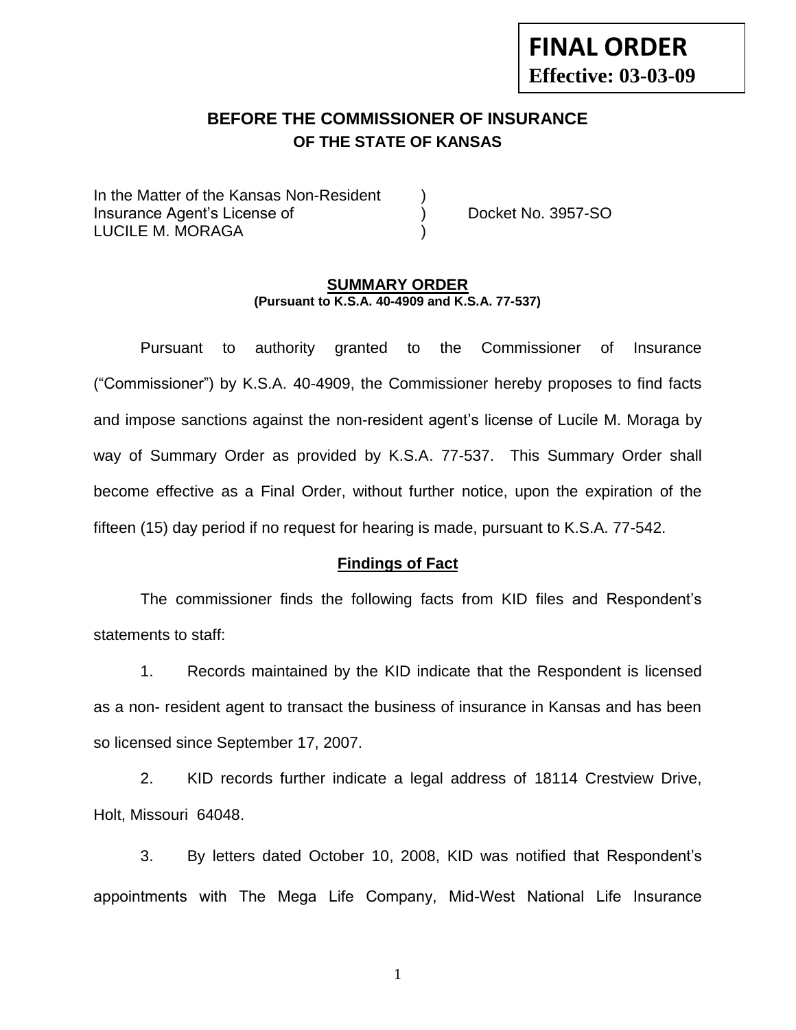**FINAL ORDER**
**Effective: 03-03-09**

# BEFORE THE COMMISSIONER OF INSURANCE
## OF THE STATE OF KANSAS

In the Matter of the Kansas Non-Resident )
Insurance Agent's License of ) Docket No. 3957-SO
LUCILE M. MORAGA )

### SUMMARY ORDER
**(Pursuant to K.S.A. 40-4909 and K.S.A. 77-537)**

Pursuant to authority granted to the Commissioner of Insurance ("Commissioner") by K.S.A. 40-4909, the Commissioner hereby proposes to find facts and impose sanctions against the non-resident agent's license of Lucile M. Moraga by way of Summary Order as provided by K.S.A. 77-537. This Summary Order shall become effective as a Final Order, without further notice, upon the expiration of the fifteen (15) day period if no request for hearing is made, pursuant to K.S.A. 77-542.

### Findings of Fact

The commissioner finds the following facts from KID files and Respondent's statements to staff:

1. Records maintained by the KID indicate that the Respondent is licensed as a non- resident agent to transact the business of insurance in Kansas and has been so licensed since September 17, 2007.

2. KID records further indicate a legal address of 18114 Crestview Drive, Holt, Missouri 64048.

3. By letters dated October 10, 2008, KID was notified that Respondent's appointments with The Mega Life Company, Mid-West National Life Insurance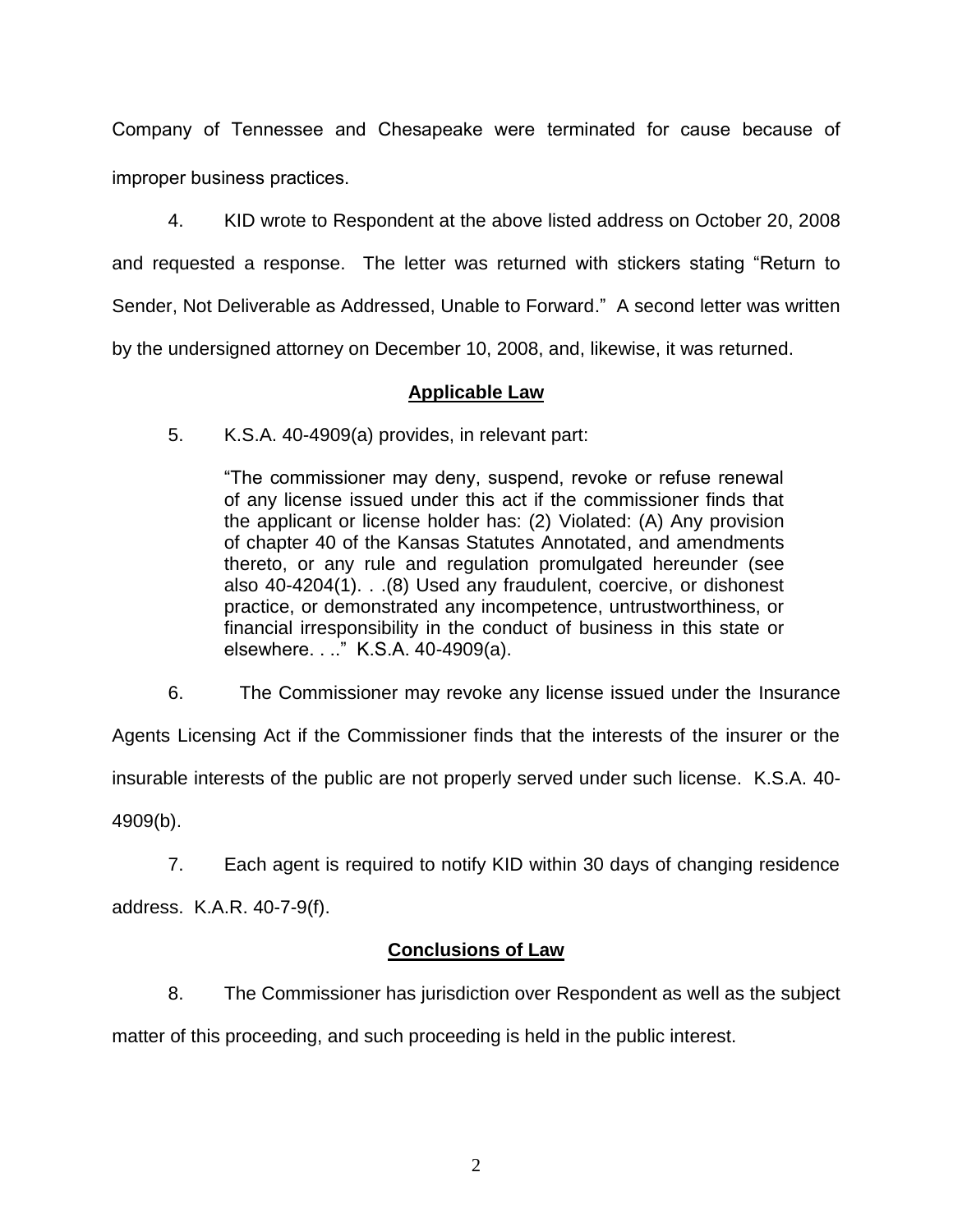Company of Tennessee and Chesapeake were terminated for cause because of improper business practices.

4. KID wrote to Respondent at the above listed address on October 20, 2008 and requested a response. The letter was returned with stickers stating "Return to Sender, Not Deliverable as Addressed, Unable to Forward." A second letter was written by the undersigned attorney on December 10, 2008, and, likewise, it was returned.

## Applicable Law

5. K.S.A. 40-4909(a) provides, in relevant part:

> "The commissioner may deny, suspend, revoke or refuse renewal of any license issued under this act if the commissioner finds that the applicant or license holder has: (2) Violated: (A) Any provision of chapter 40 of the Kansas Statutes Annotated, and amendments thereto, or any rule and regulation promulgated hereunder (see also 40-4204(1). . .(8) Used any fraudulent, coercive, or dishonest practice, or demonstrated any incompetence, untrustworthiness, or financial irresponsibility in the conduct of business in this state or elsewhere. . .." K.S.A. 40-4909(a).

6. The Commissioner may revoke any license issued under the Insurance Agents Licensing Act if the Commissioner finds that the interests of the insurer or the insurable interests of the public are not properly served under such license. K.S.A. 40-4909(b).

7. Each agent is required to notify KID within 30 days of changing residence address. K.A.R. 40-7-9(f).

## Conclusions of Law

8. The Commissioner has jurisdiction over Respondent as well as the subject matter of this proceeding, and such proceeding is held in the public interest.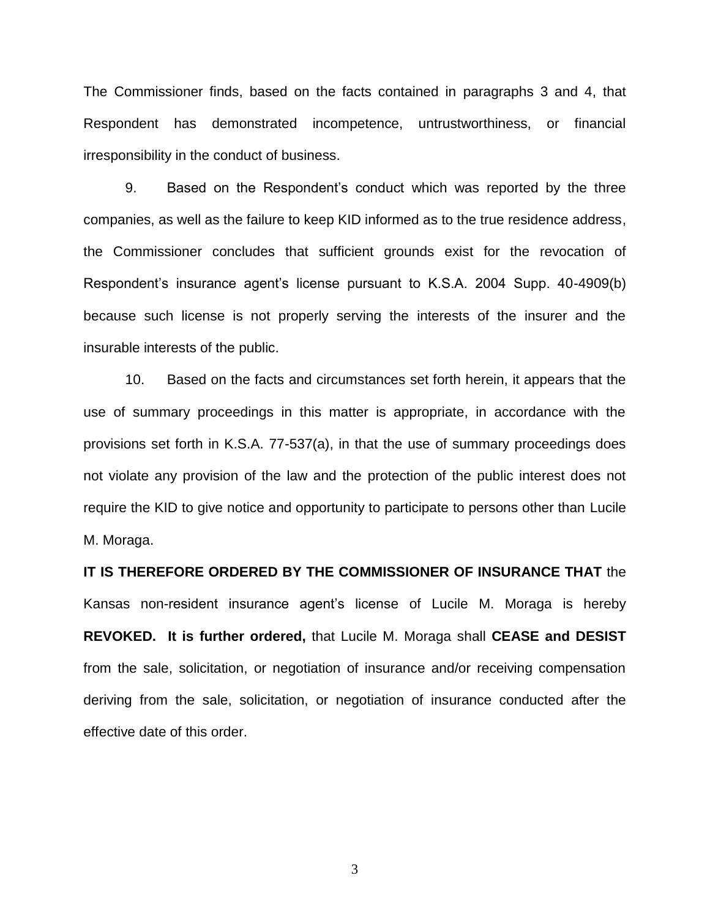The Commissioner finds, based on the facts contained in paragraphs 3 and 4, that Respondent has demonstrated incompetence, untrustworthiness, or financial irresponsibility in the conduct of business.

9. Based on the Respondent's conduct which was reported by the three companies, as well as the failure to keep KID informed as to the true residence address, the Commissioner concludes that sufficient grounds exist for the revocation of Respondent's insurance agent's license pursuant to K.S.A. 2004 Supp. 40-4909(b) because such license is not properly serving the interests of the insurer and the insurable interests of the public.

10. Based on the facts and circumstances set forth herein, it appears that the use of summary proceedings in this matter is appropriate, in accordance with the provisions set forth in K.S.A. 77-537(a), in that the use of summary proceedings does not violate any provision of the law and the protection of the public interest does not require the KID to give notice and opportunity to participate to persons other than Lucile M. Moraga.

**IT IS THEREFORE ORDERED BY THE COMMISSIONER OF INSURANCE THAT** the Kansas non-resident insurance agent's license of Lucile M. Moraga is hereby **REVOKED. It is further ordered,** that Lucile M. Moraga shall **CEASE and DESIST** from the sale, solicitation, or negotiation of insurance and/or receiving compensation deriving from the sale, solicitation, or negotiation of insurance conducted after the effective date of this order.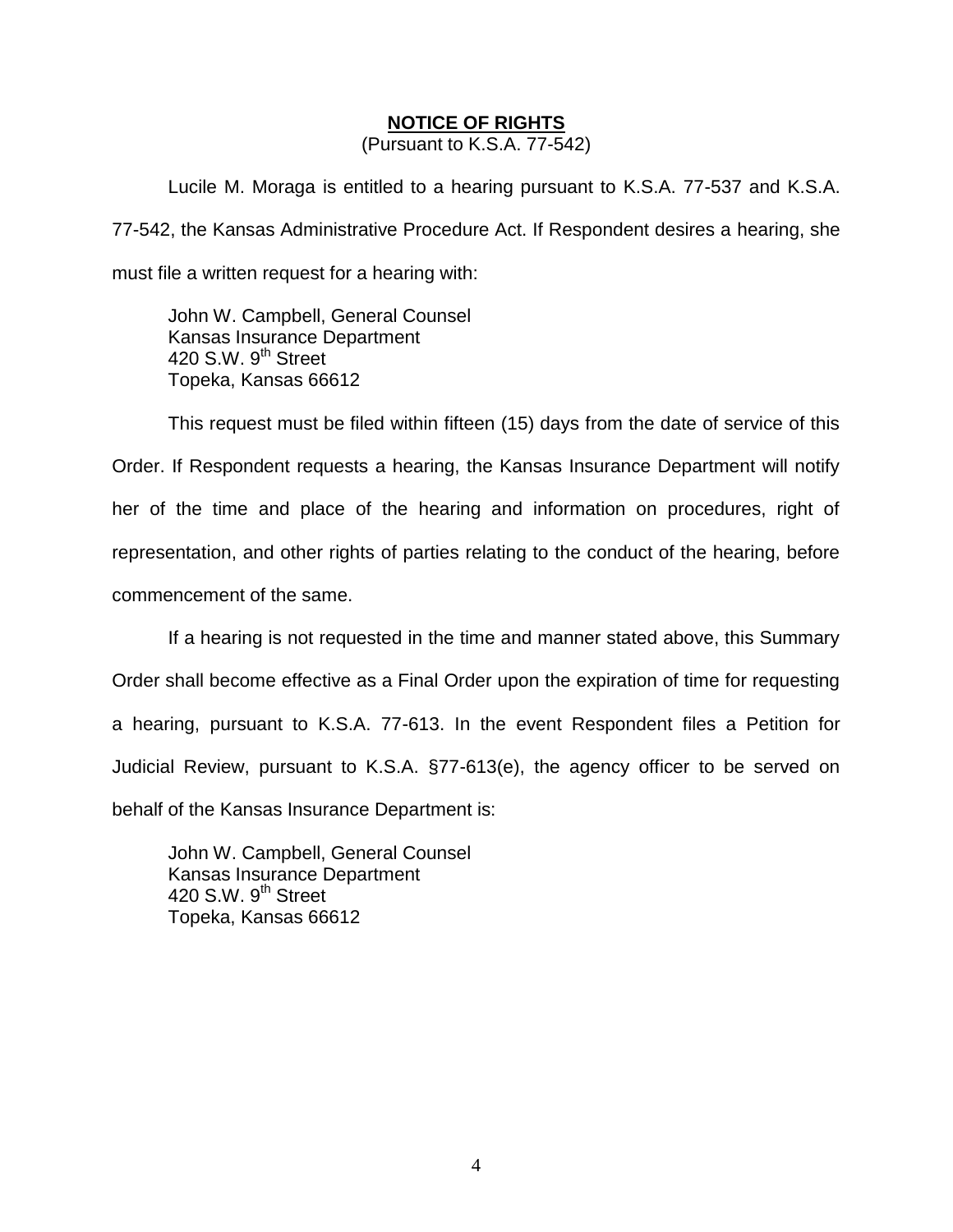**NOTICE OF RIGHTS**

(Pursuant to K.S.A. 77-542)

Lucile M. Moraga is entitled to a hearing pursuant to K.S.A. 77-537 and K.S.A. 77-542, the Kansas Administrative Procedure Act. If Respondent desires a hearing, she must file a written request for a hearing with:

John W. Campbell, General Counsel  
Kansas Insurance Department  
420 S.W. 9th Street  
Topeka, Kansas 66612

This request must be filed within fifteen (15) days from the date of service of this Order. If Respondent requests a hearing, the Kansas Insurance Department will notify her of the time and place of the hearing and information on procedures, right of representation, and other rights of parties relating to the conduct of the hearing, before commencement of the same.

If a hearing is not requested in the time and manner stated above, this Summary Order shall become effective as a Final Order upon the expiration of time for requesting a hearing, pursuant to K.S.A. 77-613. In the event Respondent files a Petition for Judicial Review, pursuant to K.S.A. §77-613(e), the agency officer to be served on behalf of the Kansas Insurance Department is:

John W. Campbell, General Counsel  
Kansas Insurance Department  
420 S.W. 9th Street  
Topeka, Kansas 66612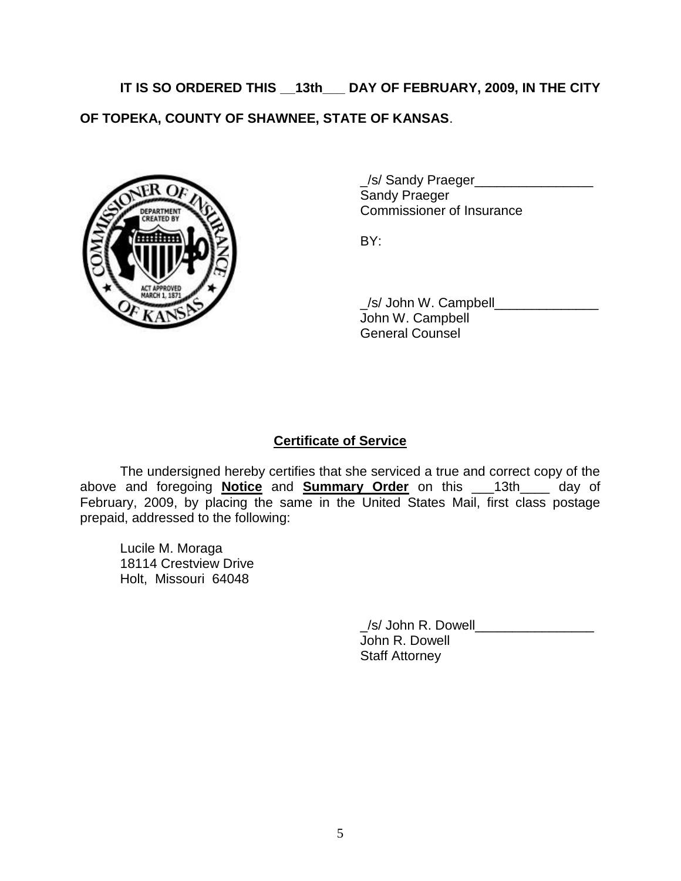**IT IS SO ORDERED THIS \_\_13th\_\_\_ DAY OF FEBRUARY, 2009, IN THE CITY OF TOPEKA, COUNTY OF SHAWNEE, STATE OF KANSAS**.

_/s/ Sandy Praeger________________
Sandy Praeger
Commissioner of Insurance

BY:

_/s/ John W. Campbell______________
John W. Campbell
General Counsel

## **Certificate of Service**

The undersigned hereby certifies that she serviced a true and correct copy of the above and foregoing **Notice** and **Summary Order** on this \_\_\_13th\_\_\_\_ day of February, 2009, by placing the same in the United States Mail, first class postage prepaid, addressed to the following:

Lucile M. Moraga
18114 Crestview Drive
Holt, Missouri 64048

_/s/ John R. Dowell________________
John R. Dowell
Staff Attorney